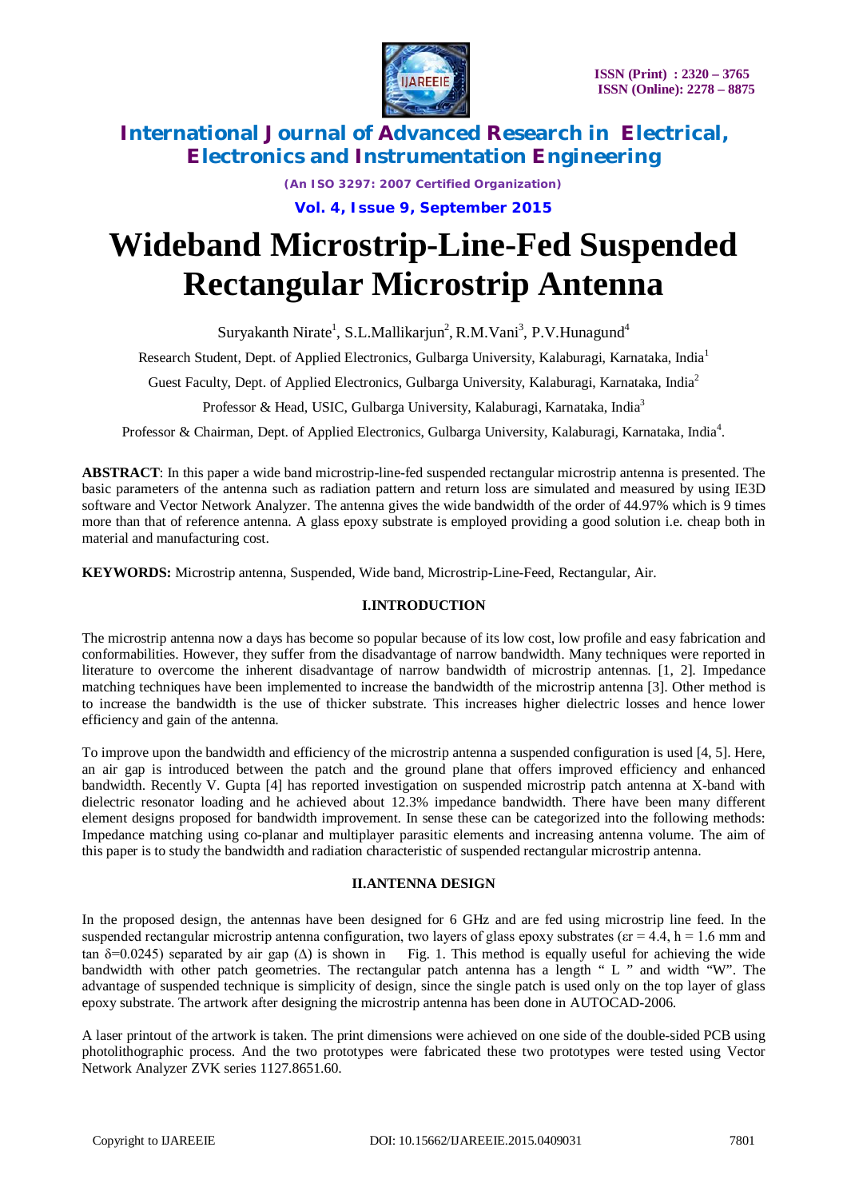# Wideband Microstrip-Line-Fed Suspended Rectangular Microstrip Antenna

Suryakanth Nirate[1], S.L.Mallikarjun[2], R.M.Vani[3], P.V.Hunagund[4]

Research Student, Dept. of Applied Electronics, Gulbarga University, Kalaburagi, Karnataka, India[1]

Guest Faculty, Dept. of Applied Electronics, Gulbarga University, Kalaburagi, Karnataka, India[2]

Professor & Head, USIC, Gulbarga University, Kalaburagi, Karnataka, India[3]

Professor & Chairman, Dept. of Applied Electronics, Gulbarga University, Kalaburagi, Karnataka, India[4].

**ABSTRACT**: In this paper a wide band microstrip-line-fed suspended rectangular microstrip antenna is presented. The basic parameters of the antenna such as radiation pattern and return loss are simulated and measured by using IE3D software and Vector Network Analyzer. The antenna gives the wide bandwidth of the order of 44.97% which is 9 times more than that of reference antenna. A glass epoxy substrate is employed providing a good solution i.e. cheap both in material and manufacturing cost.

**KEYWORDS:** Microstrip antenna, Suspended, Wide band, Microstrip-Line-Feed, Rectangular, Air.

## I.INTRODUCTION

The microstrip antenna now a days has become so popular because of its low cost, low profile and easy fabrication and conformabilities. However, they suffer from the disadvantage of narrow bandwidth. Many techniques were reported in literature to overcome the inherent disadvantage of narrow bandwidth of microstrip antennas. [1, 2]. Impedance matching techniques have been implemented to increase the bandwidth of the microstrip antenna [3]. Other method is to increase the bandwidth is the use of thicker substrate. This increases higher dielectric losses and hence lower efficiency and gain of the antenna.

To improve upon the bandwidth and efficiency of the microstrip antenna a suspended configuration is used [4, 5]. Here, an air gap is introduced between the patch and the ground plane that offers improved efficiency and enhanced bandwidth. Recently V. Gupta [4] has reported investigation on suspended microstrip patch antenna at X-band with dielectric resonator loading and he achieved about 12.3% impedance bandwidth. There have been many different element designs proposed for bandwidth improvement. In sense these can be categorized into the following methods: Impedance matching using co-planar and multiplayer parasitic elements and increasing antenna volume. The aim of this paper is to study the bandwidth and radiation characteristic of suspended rectangular microstrip antenna.

## II.ANTENNA DESIGN

In the proposed design, the antennas have been designed for 6 GHz and are fed using microstrip line feed. In the suspended rectangular microstrip antenna configuration, two layers of glass epoxy substrates ($\varepsilon r = 4.4$, h = 1.6 mm and tan $\delta$=0.0245) separated by air gap ($\Delta$) is shown in Fig. 1. This method is equally useful for achieving the wide bandwidth with other patch geometries. The rectangular patch antenna has a length " L " and width "W". The advantage of suspended technique is simplicity of design, since the single patch is used only on the top layer of glass epoxy substrate. The artwork after designing the microstrip antenna has been done in AUTOCAD-2006.

A laser printout of the artwork is taken. The print dimensions were achieved on one side of the double-sided PCB using photolithographic process. And the two prototypes were fabricated these two prototypes were tested using Vector Network Analyzer ZVK series 1127.8651.60.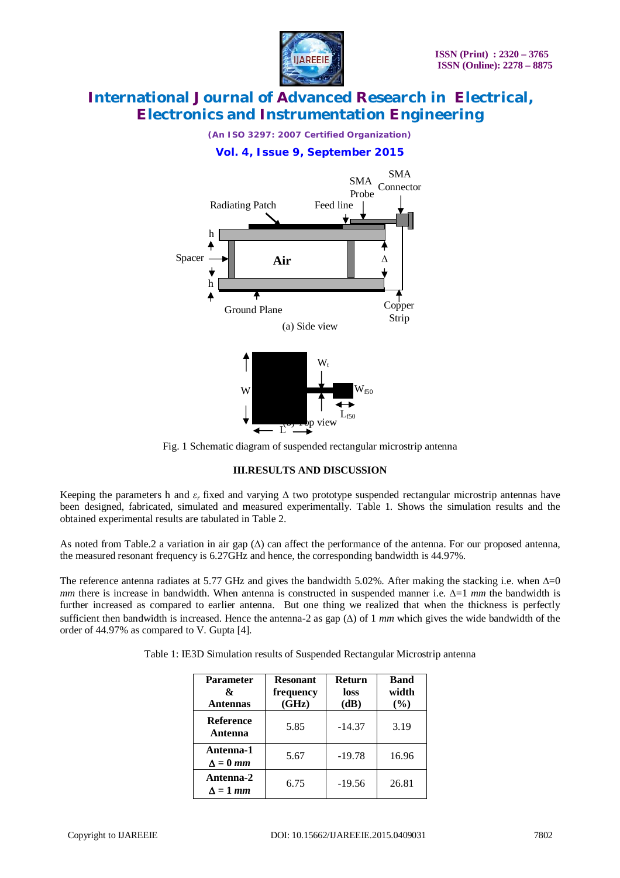Fig. 1 Schematic diagram of suspended rectangular microstrip antenna

## III.RESULTS AND DISCUSSION

Keeping the parameters h and $\varepsilon_r$ fixed and varying Δ two prototype suspended rectangular microstrip antennas have been designed, fabricated, simulated and measured experimentally. Table 1. Shows the simulation results and the obtained experimental results are tabulated in Table 2.

As noted from Table.2 a variation in air gap (Δ) can affect the performance of the antenna. For our proposed antenna, the measured resonant frequency is 6.27GHz and hence, the corresponding bandwidth is 44.97%.

The reference antenna radiates at 5.77 GHz and gives the bandwidth 5.02%. After making the stacking i.e. when Δ=0 *mm* there is increase in bandwidth. When antenna is constructed in suspended manner i.e. Δ=1 *mm* the bandwidth is further increased as compared to earlier antenna. But one thing we realized that when the thickness is perfectly sufficient then bandwidth is increased. Hence the antenna-2 as gap (Δ) of 1 *mm* which gives the wide bandwidth of the order of 44.97% as compared to V. Gupta [4].

Table 1: IE3D Simulation results of Suspended Rectangular Microstrip antenna

| Parameter & Antennas | Resonant frequency (GHz) | Return loss (dB) | Band width (%) |
|---|---|---|---|
| **Reference Antenna** | 5.85 | -14.37 | 3.19 |
| **Antenna-1 Δ = 0 *mm*** | 5.67 | -19.78 | 16.96 |
| **Antenna-2 Δ = 1 *mm*** | 6.75 | -19.56 | 26.81 |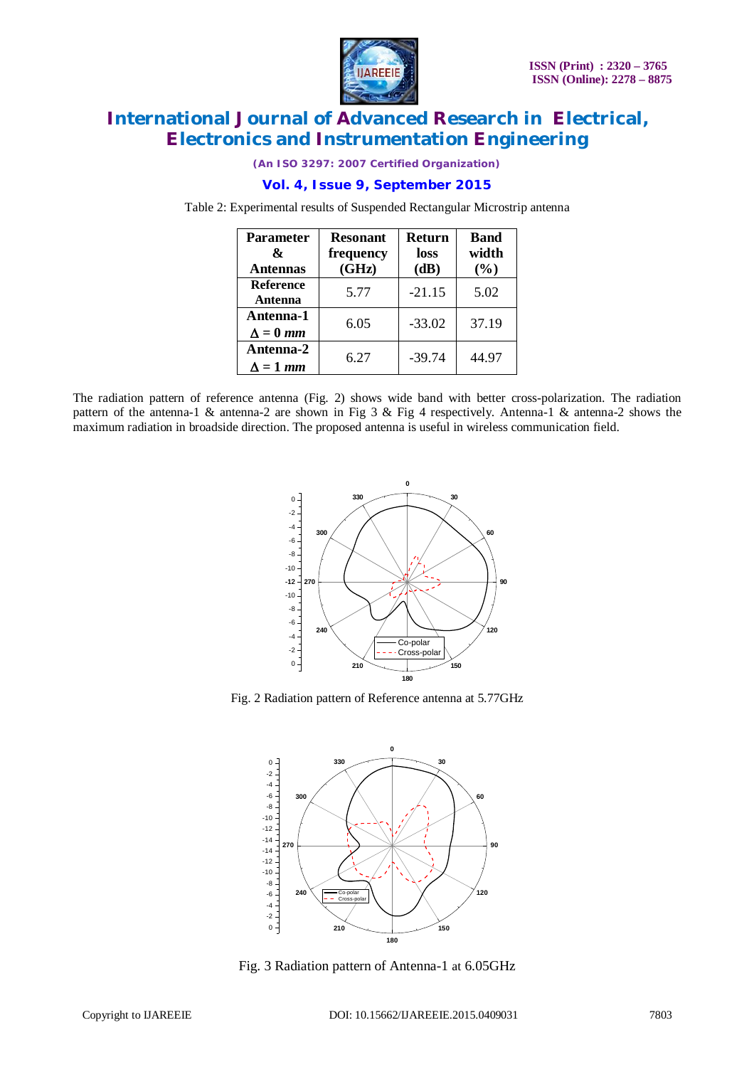Table 2: Experimental results of Suspended Rectangular Microstrip antenna

| Parameter & Antennas | Resonant frequency (GHz) | Return loss (dB) | Band width (%) |
|---|---|---|---|
| Reference Antenna | 5.77 | -21.15 | 5.02 |
| Antenna-1 $\Delta = 0\ mm$ | 6.05 | -33.02 | 37.19 |
| Antenna-2 $\Delta = 1\ mm$ | 6.27 | -39.74 | 44.97 |

The radiation pattern of reference antenna (Fig. 2) shows wide band with better cross-polarization. The radiation pattern of the antenna-1 & antenna-2 are shown in Fig 3 & Fig 4 respectively. Antenna-1 & antenna-2 shows the maximum radiation in broadside direction. The proposed antenna is useful in wireless communication field.

Fig. 2 Radiation pattern of Reference antenna at 5.77GHz

Fig. 3 Radiation pattern of Antenna-1 at 6.05GHz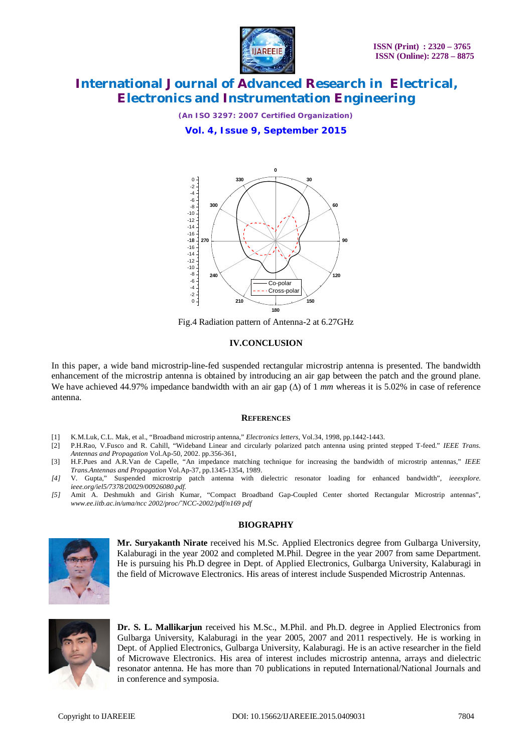Fig.4 Radiation pattern of Antenna-2 at 6.27GHz

## IV.CONCLUSION

In this paper, a wide band microstrip-line-fed suspended rectangular microstrip antenna is presented. The bandwidth enhancement of the microstrip antenna is obtained by introducing an air gap between the patch and the ground plane. We have achieved 44.97% impedance bandwidth with an air gap (Δ) of 1 *mm* whereas it is 5.02% in case of reference antenna.

## REFERENCES

[1] K.M.Luk, C.L. Mak, et al., "Broadband microstrip antenna," *Electronics letters*, Vol.34, 1998, pp.1442-1443.

[2] P.H.Rao, V.Fusco and R. Cahill, "Wideband Linear and circularly polarized patch antenna using printed stepped T-feed." *IEEE Trans. Antennas and Propagation* Vol.Ap-50, 2002. pp.356-361,

[3] H.F.Pues and A.R.Van de Capelle, "An impedance matching technique for increasing the bandwidth of microstrip antennas," *IEEE Trans.Antennas and Propagation* Vol.Ap-37, pp.1345-1354, 1989.

*[4]* V. Gupta," Suspended microstrip patch antenna with dielectric resonator loading for enhanced bandwidth", *ieeexplore. ieee.org/iel5/7378/20029/00926080.pdf.*

*[5]* Amit A. Deshmukh and Girish Kumar, "Compact Broadband Gap-Coupled Center shorted Rectangular Microstrip antennas", *www.ee.iitb.ac.in/uma/ncc 2002/proc/~NCC-2002/pdf/n169 pdf*

## BIOGRAPHY

**Mr. Suryakanth Nirate** received his M.Sc. Applied Electronics degree from Gulbarga University, Kalaburagi in the year 2002 and completed M.Phil. Degree in the year 2007 from same Department. He is pursuing his Ph.D degree in Dept. of Applied Electronics, Gulbarga University, Kalaburagi in the field of Microwave Electronics. His areas of interest include Suspended Microstrip Antennas.

**Dr. S. L. Mallikarjun** received his M.Sc., M.Phil. and Ph.D. degree in Applied Electronics from Gulbarga University, Kalaburagi in the year 2005, 2007 and 2011 respectively. He is working in Dept. of Applied Electronics, Gulbarga University, Kalaburagi. He is an active researcher in the field of Microwave Electronics. His area of interest includes microstrip antenna, arrays and dielectric resonator antenna. He has more than 70 publications in reputed International/National Journals and in conference and symposia.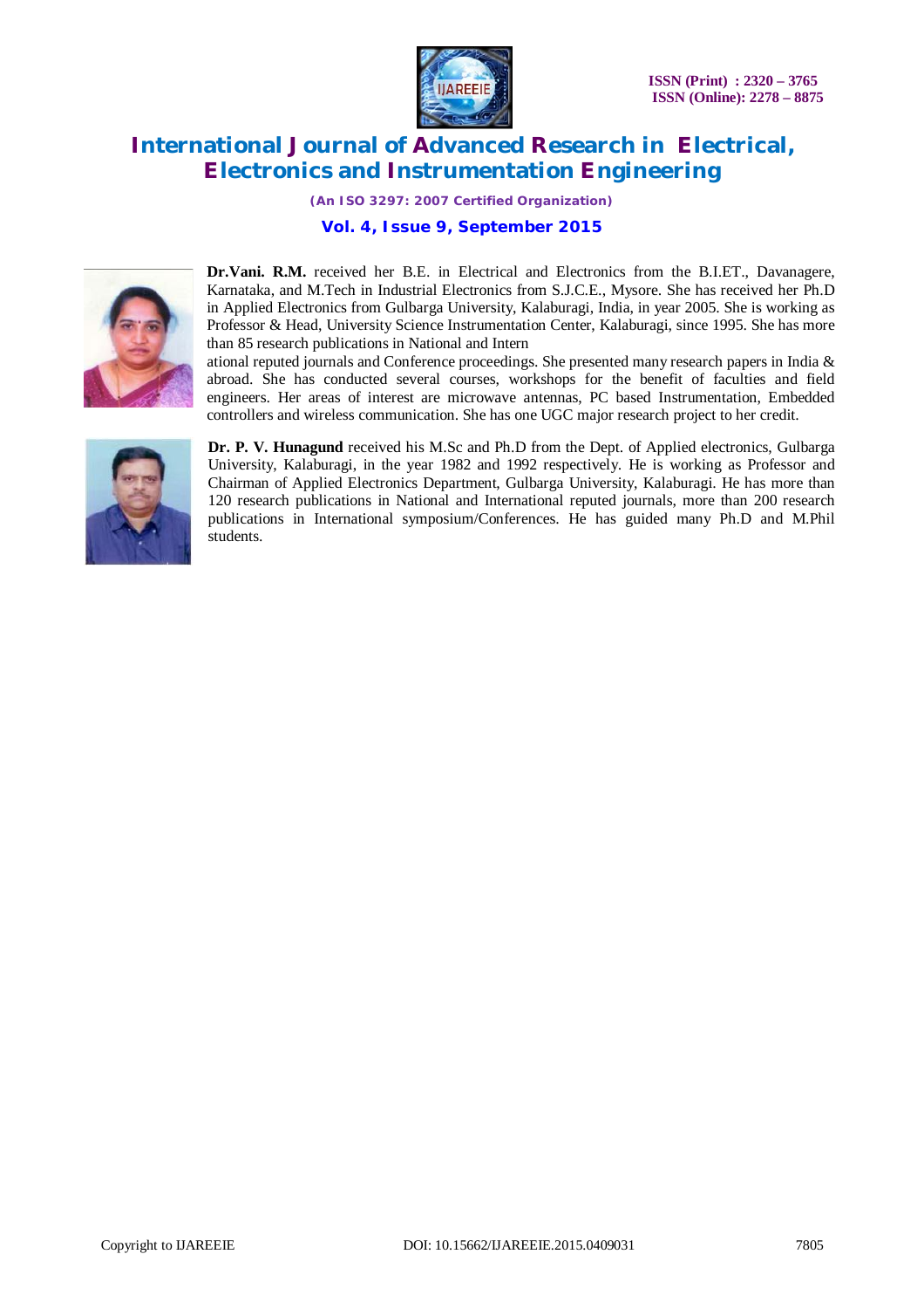**Dr.Vani. R.M.** received her B.E. in Electrical and Electronics from the B.I.ET., Davanagere, Karnataka, and M.Tech in Industrial Electronics from S.J.C.E., Mysore. She has received her Ph.D in Applied Electronics from Gulbarga University, Kalaburagi, India, in year 2005. She is working as Professor & Head, University Science Instrumentation Center, Kalaburagi, since 1995. She has more than 85 research publications in National and Intern
ational reputed journals and Conference proceedings. She presented many research papers in India & abroad. She has conducted several courses, workshops for the benefit of faculties and field engineers. Her areas of interest are microwave antennas, PC based Instrumentation, Embedded controllers and wireless communication. She has one UGC major research project to her credit.

**Dr. P. V. Hunagund** received his M.Sc and Ph.D from the Dept. of Applied electronics, Gulbarga University, Kalaburagi, in the year 1982 and 1992 respectively. He is working as Professor and Chairman of Applied Electronics Department, Gulbarga University, Kalaburagi. He has more than 120 research publications in National and International reputed journals, more than 200 research publications in International symposium/Conferences. He has guided many Ph.D and M.Phil students.